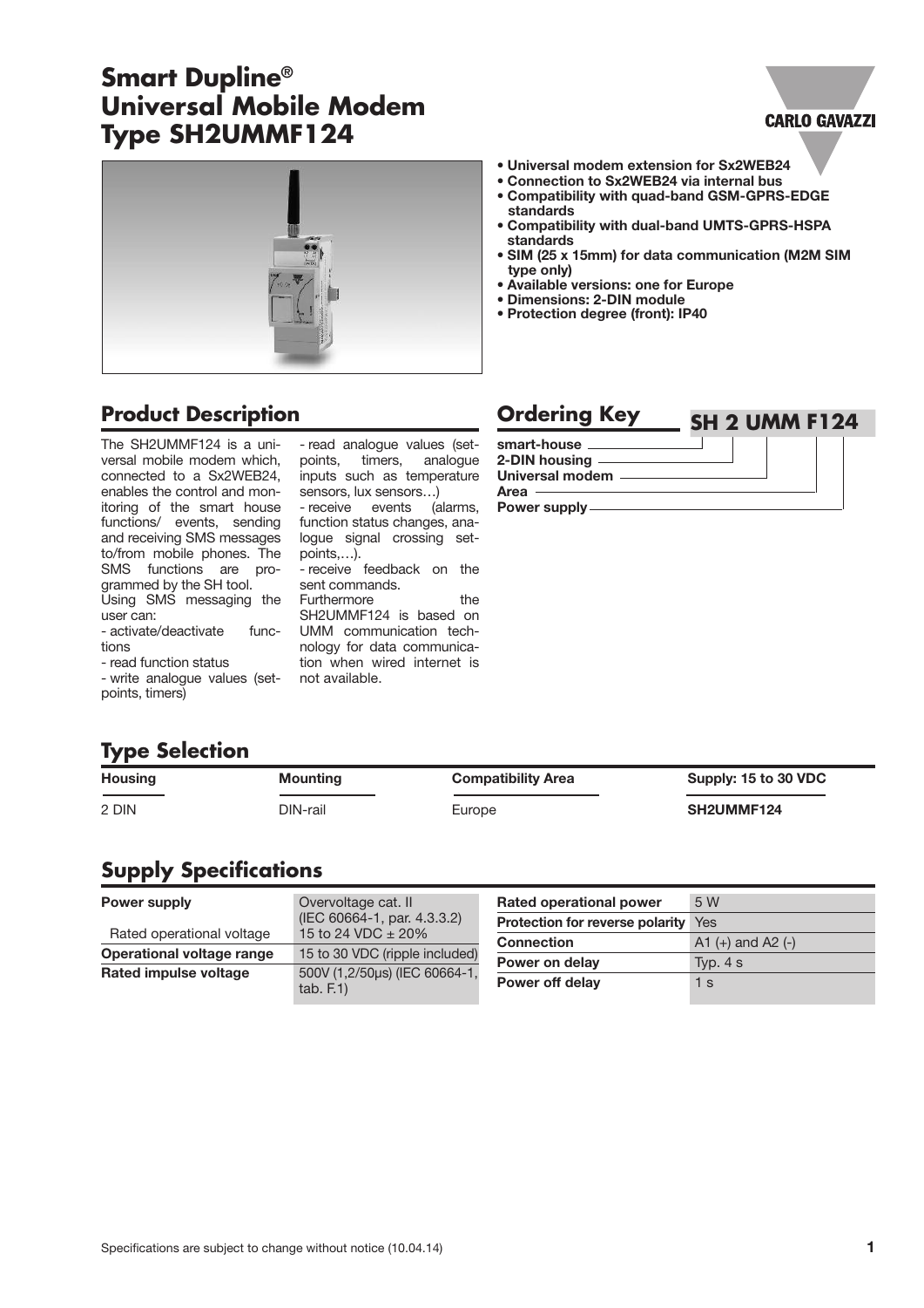# Smart Dupline®
# Universal Mobile Modem
# Type SH2UMMF124

- **Universal modem extension for Sx2WEB24**
- **Connection to Sx2WEB24 via internal bus**
- **Compatibility with quad-band GSM-GPRS-EDGE standards**
- **Compatibility with dual-band UMTS-GPRS-HSPA standards**
- **SIM (25 x 15mm) for data communication (M2M SIM type only)**
- **Available versions: one for Europe**
- **Dimensions: 2-DIN module**
- **Protection degree (front): IP40**

## Product Description

The SH2UMMF124 is a universal mobile modem which, connected to a Sx2WEB24, enables the control and monitoring of the smart house functions/ events, sending and receiving SMS messages to/from mobile phones. The SMS functions are programmed by the SH tool.
Using SMS messaging the user can:
- activate/deactivate functions
- read function status
- write analogue values (setpoints, timers)
- read analogue values (setpoints, timers, analogue inputs such as temperature sensors, lux sensors…)
- receive events (alarms, function status changes, analogue signal crossing setpoints,…).
- receive feedback on the sent commands.

Furthermore the SH2UMMF124 is based on UMM communication technology for data communication when wired internet is not available.

## Ordering Key

**SH 2 UMM F124**

- smart-house
- 2-DIN housing
- Universal modem
- Area
- Power supply

## Type Selection

| Housing | Mounting | Compatibility Area | Supply: 15 to 30 VDC |
|---|---|---|---|
| 2 DIN | DIN-rail | Europe | **SH2UMMF124** |

## Supply Specifications

| | |
|---|---|
| **Power supply** | Overvoltage cat. II (IEC 60664-1, par. 4.3.3.2) |
| Rated operational voltage | 15 to 24 VDC ± 20% |
| **Operational voltage range** | 15 to 30 VDC (ripple included) |
| **Rated impulse voltage** | 500V (1,2/50µs) (IEC 60664-1, tab. F.1) |

| | |
|---|---|
| **Rated operational power** | 5 W |
| **Protection for reverse polarity** | Yes |
| **Connection** | A1 (+) and A2 (-) |
| **Power on delay** | Typ. 4 s |
| **Power off delay** | 1 s |

Specifications are subject to change without notice (10.04.14)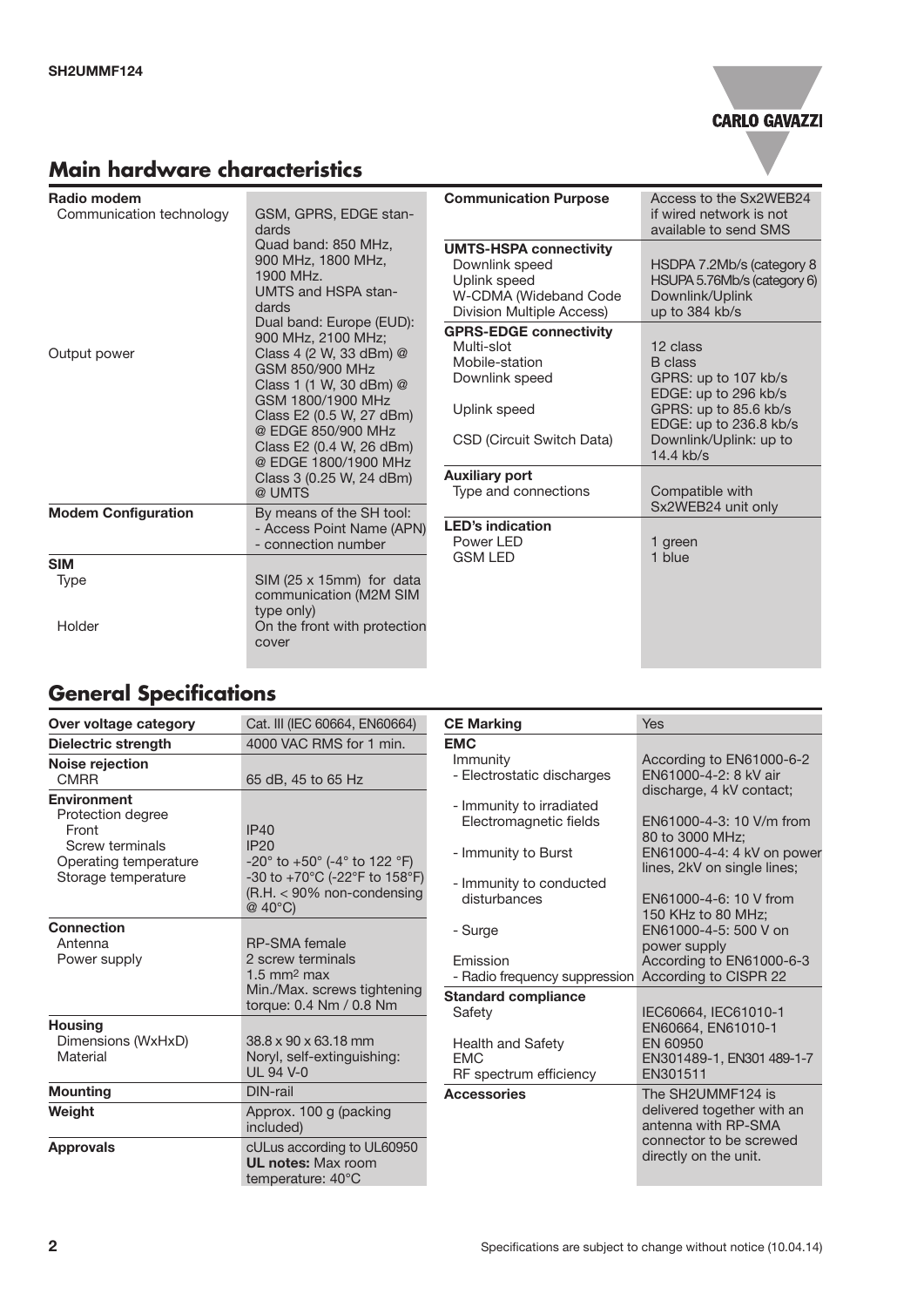## Main hardware characteristics

| | |
|---|---|
| **Radio modem** | |
| Communication technology | GSM, GPRS, EDGE standards<br>Quad band: 850 MHz, 900 MHz, 1800 MHz, 1900 MHz.<br>UMTS and HSPA standards<br>Dual band: Europe (EUD): 900 MHz, 2100 MHz; |
| Output power | Class 4 (2 W, 33 dBm) @ GSM 850/900 MHz<br>Class 1 (1 W, 30 dBm) @ GSM 1800/1900 MHz<br>Class E2 (0.5 W, 27 dBm) @ EDGE 850/900 MHz<br>Class E2 (0.4 W, 26 dBm) @ EDGE 1800/1900 MHz<br>Class 3 (0.25 W, 24 dBm) @ UMTS |
| **Modem Configuration** | By means of the SH tool:<br>- Access Point Name (APN)<br>- connection number |
| **SIM** | |
| Type | SIM (25 x 15mm) for data communication (M2M SIM type only) |
| Holder | On the front with protection cover |
| **Communication Purpose** | Access to the Sx2WEB24 if wired network is not available to send SMS |
| **UMTS-HSPA connectivity** | |
| Downlink speed | HSDPA 7.2Mb/s (category 8 |
| Uplink speed | HSUPA 5.76Mb/s (category 6) |
| W-CDMA (Wideband Code Division Multiple Access) | Downlink/Uplink up to 384 kb/s |
| **GPRS-EDGE connectivity** | |
| Multi-slot | 12 class |
| Mobile-station | B class |
| Downlink speed | GPRS: up to 107 kb/s<br>EDGE: up to 296 kb/s |
| Uplink speed | GPRS: up to 85.6 kb/s<br>EDGE: up to 236.8 kb/s |
| CSD (Circuit Switch Data) | Downlink/Uplink: up to 14.4 kb/s |
| **Auxiliary port** | |
| Type and connections | Compatible with Sx2WEB24 unit only |
| **LED's indication** | |
| Power LED | 1 green |
| GSM LED | 1 blue |

## General Specifications

| | |
|---|---|
| **Over voltage category** | Cat. III (IEC 60664, EN60664) |
| **Dielectric strength** | 4000 VAC RMS for 1 min. |
| **Noise rejection** | |
| CMRR | 65 dB, 45 to 65 Hz |
| **Environment** | |
| Protection degree | |
| Front | IP40 |
| Screw terminals | IP20 |
| Operating temperature | -20° to +50° (-4° to 122 °F) |
| Storage temperature | -30 to +70°C (-22°F to 158°F) (R.H. < 90% non-condensing @ 40°C) |
| **Connection** | |
| Antenna | RP-SMA female |
| Power supply | 2 screw terminals<br>1.5 mm² max<br>Min./Max. screws tightening torque: 0.4 Nm / 0.8 Nm |
| **Housing** | |
| Dimensions (WxHxD) | 38.8 x 90 x 63.18 mm |
| Material | Noryl, self-extinguishing: UL 94 V-0 |
| **Mounting** | DIN-rail |
| **Weight** | Approx. 100 g (packing included) |
| **Approvals** | cULus according to UL60950<br>**UL notes:** Max room temperature: 40°C |
| **CE Marking** | Yes |
| **EMC** | |
| Immunity | According to EN61000-6-2 |
| - Electrostatic discharges | EN61000-4-2: 8 kV air discharge, 4 kV contact; |
| - Immunity to irradiated Electromagnetic fields | EN61000-4-3: 10 V/m from 80 to 3000 MHz; |
| - Immunity to Burst | EN61000-4-4: 4 kV on power lines, 2kV on single lines; |
| - Immunity to conducted disturbances | EN61000-4-6: 10 V from 150 KHz to 80 MHz; |
| - Surge | EN61000-4-5: 500 V on power supply |
| Emission | According to EN61000-6-3 |
| - Radio frequency suppression | According to CISPR 22 |
| **Standard compliance** | |
| Safety | IEC60664, IEC61010-1<br>EN60664, EN61010-1 |
| Health and Safety | EN 60950 |
| EMC | EN301489-1, EN301 489-1-7 |
| RF spectrum efficiency | EN301511 |
| **Accessories** | The SH2UMMF124 is delivered together with an antenna with RP-SMA connector to be screwed directly on the unit. |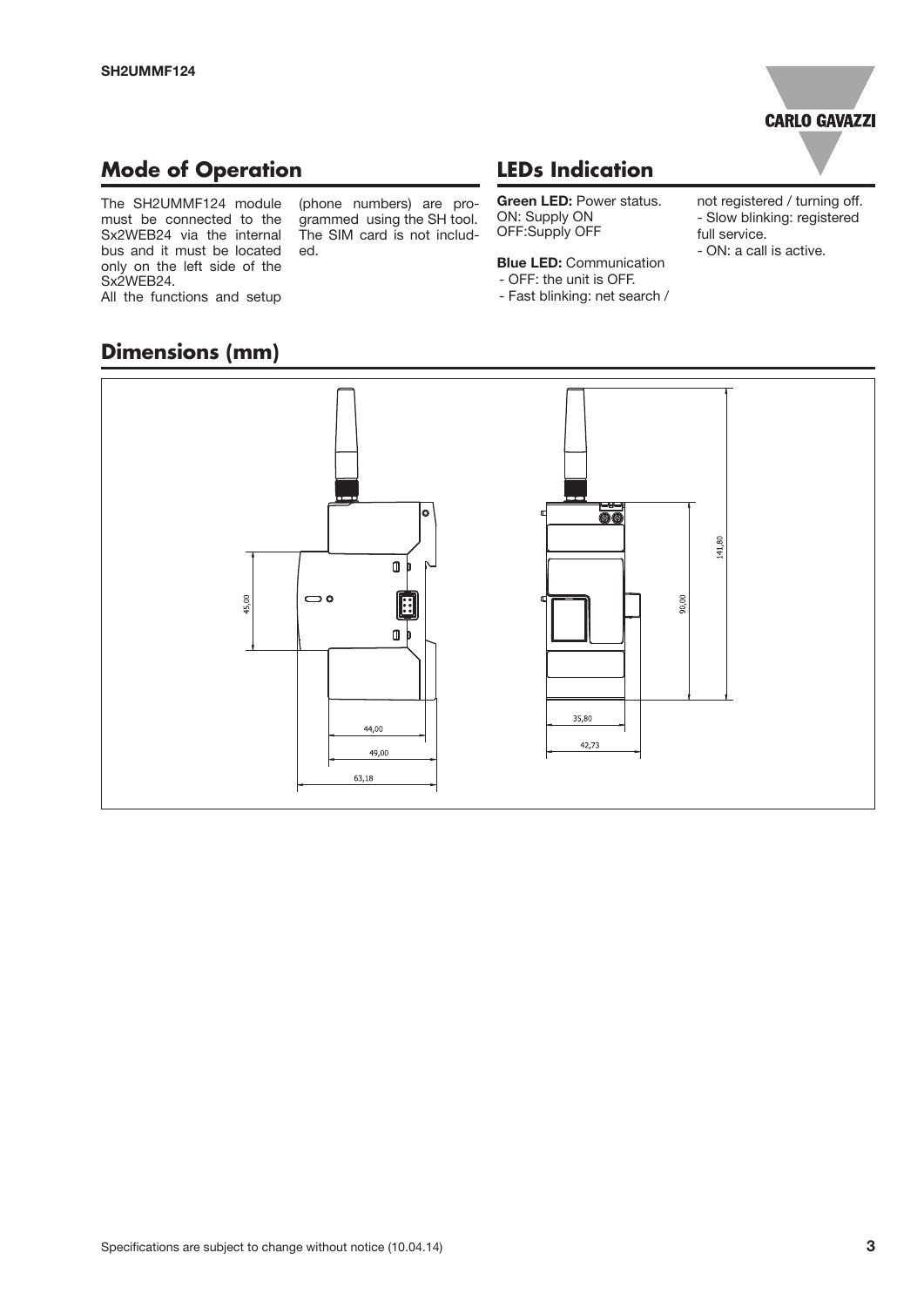## Mode of Operation

The SH2UMMF124 module must be connected to the Sx2WEB24 via the internal bus and it must be located only on the left side of the Sx2WEB24.
All the functions and setup (phone numbers) are programmed using the SH tool. The SIM card is not included.

## LEDs Indication

**Green LED:** Power status.
ON: Supply ON
OFF:Supply OFF

**Blue LED:** Communication
- OFF: the unit is OFF.
- Fast blinking: net search / not registered / turning off.
- Slow blinking: registered full service.
- ON: a call is active.

## Dimensions (mm)

45,00
44,00
49,00
63,18
141,80
90,00
35,80
42,73